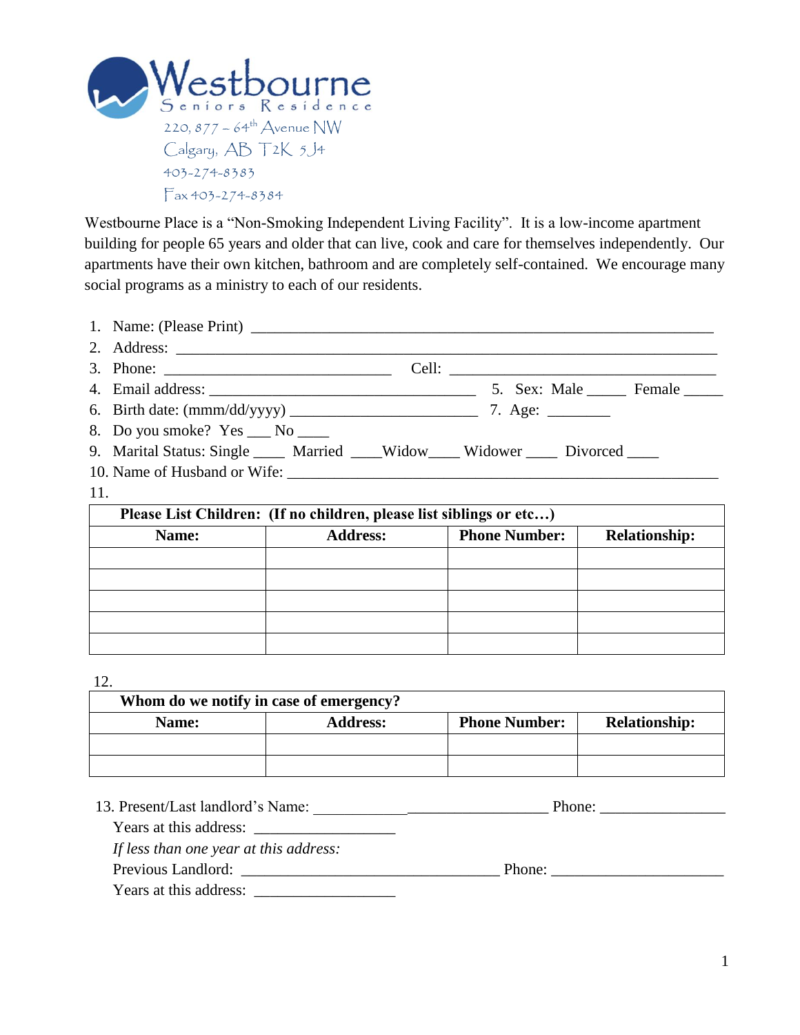# Westbourne

Seniors Residence

220, 877 – 64th Avenue NW
Calgary, AB T2K 5J4
403-274-8383
Fax 403-274-8384

Westbourne Place is a "Non-Smoking Independent Living Facility". It is a low-income apartment building for people 65 years and older that can live, cook and care for themselves independently. Our apartments have their own kitchen, bathroom and are completely self-contained. We encourage many social programs as a ministry to each of our residents.

1. Name: (Please Print) ____________________________________________________________
2. Address: ____________________________________________________________________
3. Phone: ____________________________ Cell: ___________________________________
4. Email address: __________________________________ 5. Sex: Male _____ Female _____
6. Birth date: (mmm/dd/yyyy) _______________________ 7. Age: ________
8. Do you smoke? Yes ___ No ____
9. Marital Status: Single ____ Married ____Widow____ Widower ____ Divorced ____
10. Name of Husband or Wife: _____________________________________________________
11.

| **Please List Children: (If no children, please list siblings or etc…)** | | | |
|---|---|---|---|
| **Name:** | **Address:** | **Phone Number:** | **Relationship:** |
| | | | |
| | | | |
| | | | |
| | | | |
| | | | |

12.

| **Whom do we notify in case of emergency?** | | | |
|---|---|---|---|
| **Name:** | **Address:** | **Phone Number:** | **Relationship:** |
| | | | |
| | | | |

13. Present/Last landlord's Name: ______________________________ Phone: _______________

Years at this address: _________________

*If less than one year at this address:*

Previous Landlord: ________________________________ Phone: _____________________

Years at this address: _________________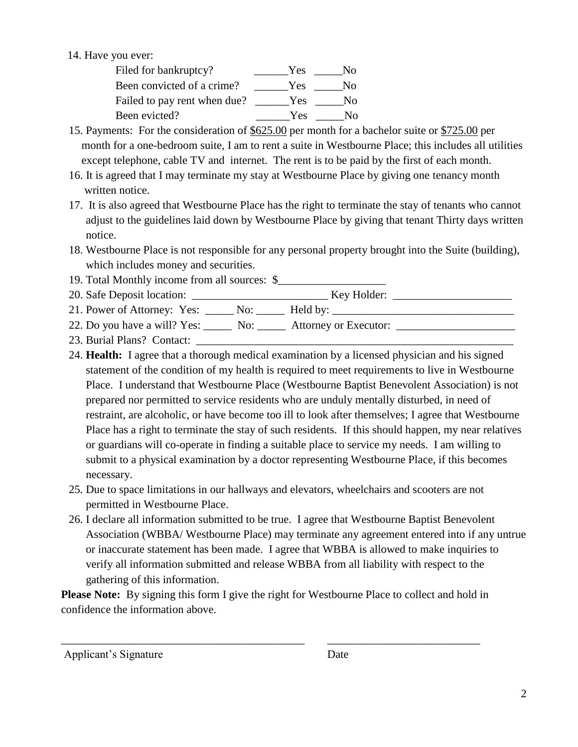14. Have you ever:

| | | |
|---|---|---|
| Filed for bankruptcy? | ______Yes | _____No |
| Been convicted of a crime? | ______Yes | _____No |
| Failed to pay rent when due? | ______Yes | _____No |
| Been evicted? | ______Yes | _____No |

15. Payments: For the consideration of $625.00 per month for a bachelor suite or $725.00 per month for a one-bedroom suite, I am to rent a suite in Westbourne Place; this includes all utilities except telephone, cable TV and internet. The rent is to be paid by the first of each month.
16. It is agreed that I may terminate my stay at Westbourne Place by giving one tenancy month written notice.
17. It is also agreed that Westbourne Place has the right to terminate the stay of tenants who cannot adjust to the guidelines laid down by Westbourne Place by giving that tenant Thirty days written notice.
18. Westbourne Place is not responsible for any personal property brought into the Suite (building), which includes money and securities.
19. Total Monthly income from all sources: $___________________
20. Safe Deposit location: ________________________ Key Holder: _____________________
21. Power of Attorney: Yes: _____ No: _____ Held by: ________________________________
22. Do you have a will? Yes: _____ No: _____ Attorney or Executor: _____________________
23. Burial Plans? Contact: __________________________________________________________
24. **Health:** I agree that a thorough medical examination by a licensed physician and his signed statement of the condition of my health is required to meet requirements to live in Westbourne Place. I understand that Westbourne Place (Westbourne Baptist Benevolent Association) is not prepared nor permitted to service residents who are unduly mentally disturbed, in need of restraint, are alcoholic, or have become too ill to look after themselves; I agree that Westbourne Place has a right to terminate the stay of such residents. If this should happen, my near relatives or guardians will co-operate in finding a suitable place to service my needs. I am willing to submit to a physical examination by a doctor representing Westbourne Place, if this becomes necessary.
25. Due to space limitations in our hallways and elevators, wheelchairs and scooters are not permitted in Westbourne Place.
26. I declare all information submitted to be true. I agree that Westbourne Baptist Benevolent Association (WBBA/ Westbourne Place) may terminate any agreement entered into if any untrue or inaccurate statement has been made. I agree that WBBA is allowed to make inquiries to verify all information submitted and release WBBA from all liability with respect to the gathering of this information.

**Please Note:** By signing this form I give the right for Westbourne Place to collect and hold in confidence the information above.

____________________________________________ ___________________________

Applicant's Signature Date